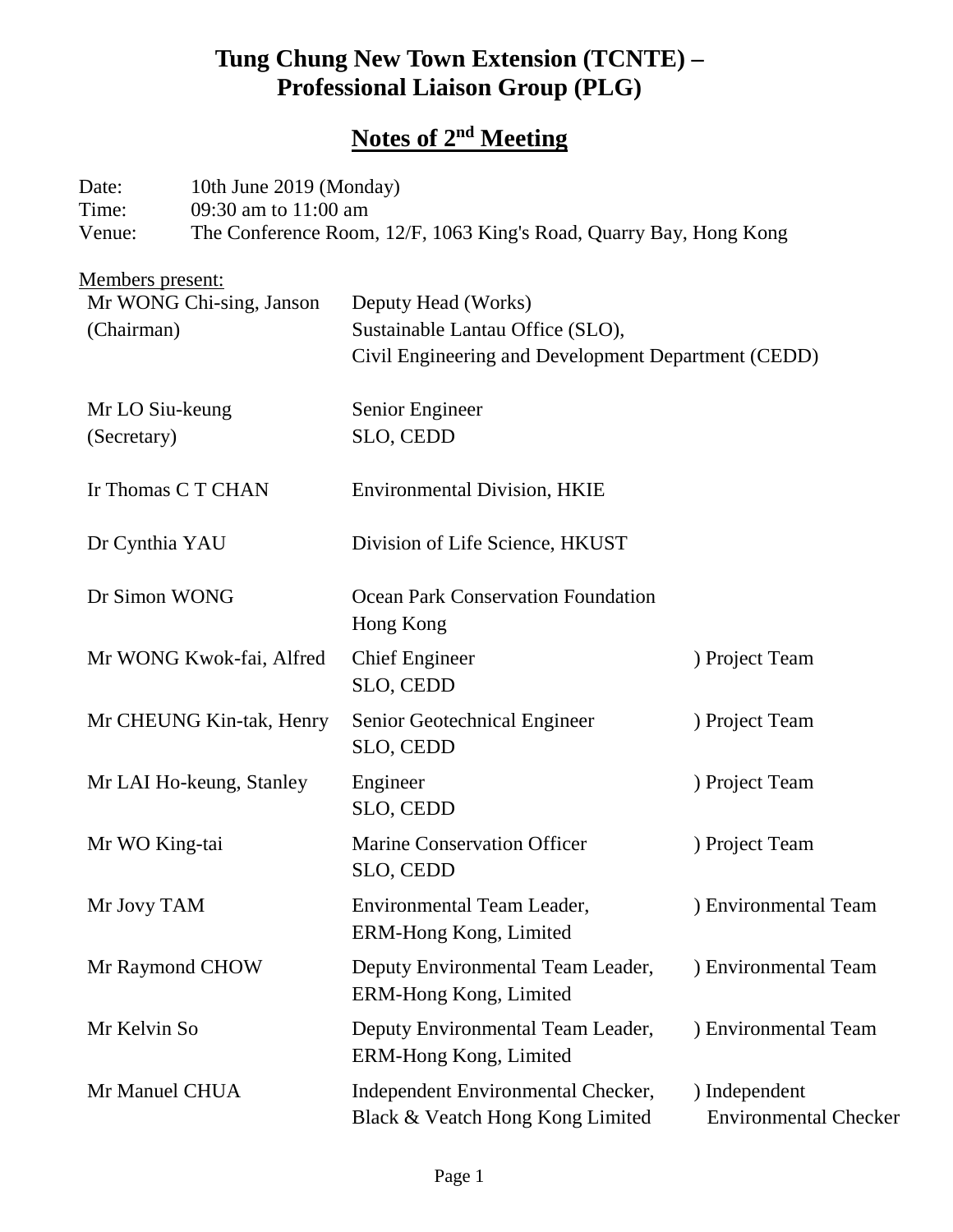# Tung Chung New Town Extension (TCNTE) – Professional Liaison Group (PLG)

## Notes of 2nd Meeting

Date: 10th June 2019 (Monday)
Time: 09:30 am to 11:00 am
Venue: The Conference Room, 12/F, 1063 King's Road, Quarry Bay, Hong Kong

Members present:

| | | |
|---|---|---|
| Mr WONG Chi-sing, Janson (Chairman) | Deputy Head (Works) Sustainable Lantau Office (SLO), Civil Engineering and Development Department (CEDD) | |
| Mr LO Siu-keung (Secretary) | Senior Engineer SLO, CEDD | |
| Ir Thomas C T CHAN | Environmental Division, HKIE | |
| Dr Cynthia YAU | Division of Life Science, HKUST | |
| Dr Simon WONG | Ocean Park Conservation Foundation Hong Kong | |
| Mr WONG Kwok-fai, Alfred | Chief Engineer SLO, CEDD | ) Project Team |
| Mr CHEUNG Kin-tak, Henry | Senior Geotechnical Engineer SLO, CEDD | ) Project Team |
| Mr LAI Ho-keung, Stanley | Engineer SLO, CEDD | ) Project Team |
| Mr WO King-tai | Marine Conservation Officer SLO, CEDD | ) Project Team |
| Mr Jovy TAM | Environmental Team Leader, ERM-Hong Kong, Limited | ) Environmental Team |
| Mr Raymond CHOW | Deputy Environmental Team Leader, ERM-Hong Kong, Limited | ) Environmental Team |
| Mr Kelvin So | Deputy Environmental Team Leader, ERM-Hong Kong, Limited | ) Environmental Team |
| Mr Manuel CHUA | Independent Environmental Checker, Black & Veatch Hong Kong Limited | ) Independent Environmental Checker |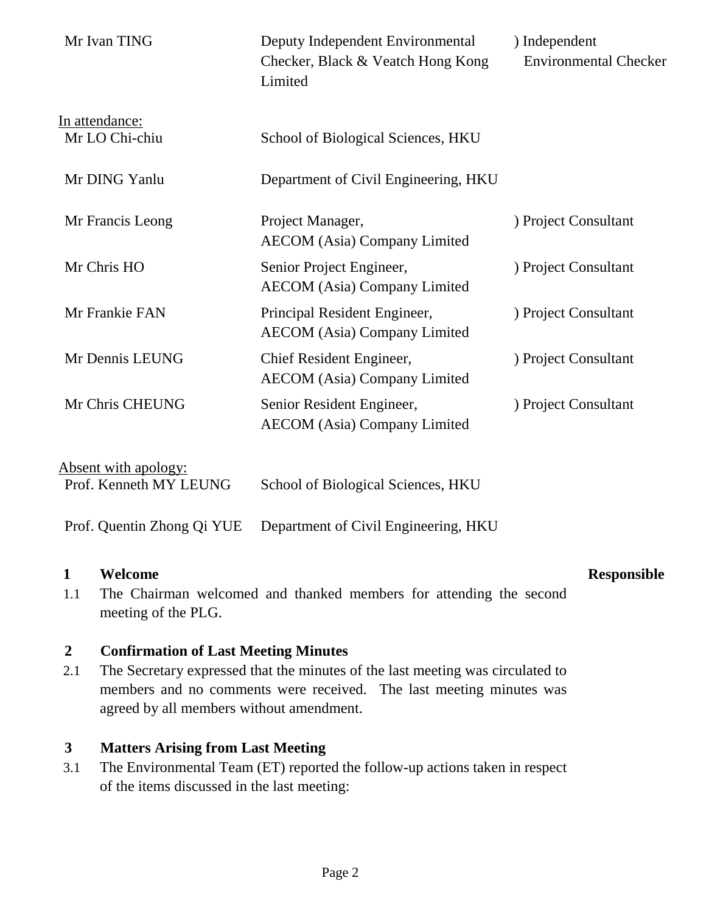| | | |
|---|---|---|
| Mr Ivan TING | Deputy Independent Environmental Checker, Black & Veatch Hong Kong Limited | ) Independent Environmental Checker |

In attendance:

| | | |
|---|---|---|
| Mr LO Chi-chiu | School of Biological Sciences, HKU | |
| Mr DING Yanlu | Department of Civil Engineering, HKU | |
| Mr Francis Leong | Project Manager, AECOM (Asia) Company Limited | ) Project Consultant |
| Mr Chris HO | Senior Project Engineer, AECOM (Asia) Company Limited | ) Project Consultant |
| Mr Frankie FAN | Principal Resident Engineer, AECOM (Asia) Company Limited | ) Project Consultant |
| Mr Dennis LEUNG | Chief Resident Engineer, AECOM (Asia) Company Limited | ) Project Consultant |
| Mr Chris CHEUNG | Senior Resident Engineer, AECOM (Asia) Company Limited | ) Project Consultant |

Absent with apology:

| | |
|---|---|
| Prof. Kenneth MY LEUNG | School of Biological Sciences, HKU |
| Prof. Quentin Zhong Qi YUE | Department of Civil Engineering, HKU |

**1 Welcome** **Responsible**

1.1 The Chairman welcomed and thanked members for attending the second meeting of the PLG.

**2 Confirmation of Last Meeting Minutes**

2.1 The Secretary expressed that the minutes of the last meeting was circulated to members and no comments were received. The last meeting minutes was agreed by all members without amendment.

**3 Matters Arising from Last Meeting**

3.1 The Environmental Team (ET) reported the follow-up actions taken in respect of the items discussed in the last meeting: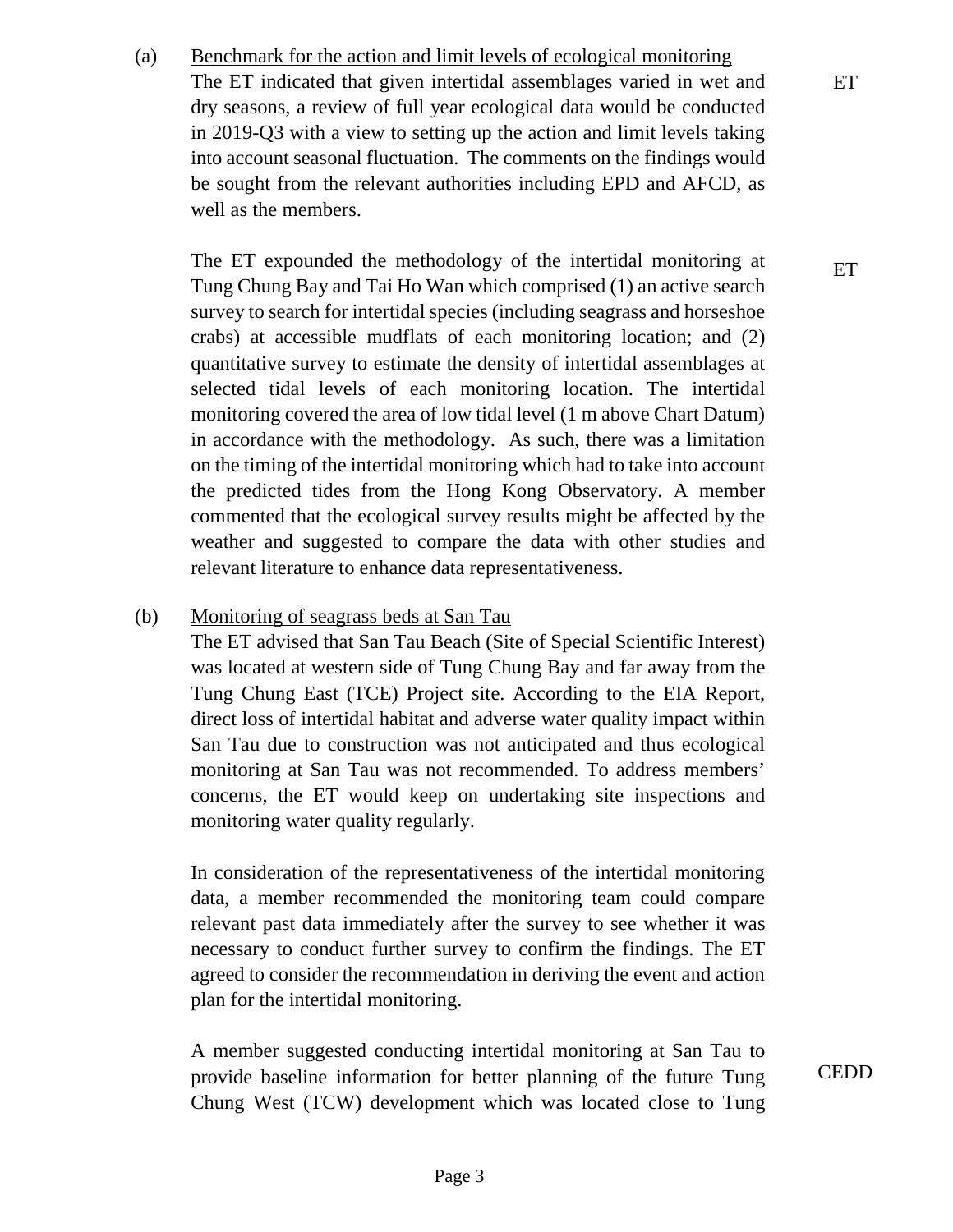(a) Benchmark for the action and limit levels of ecological monitoring

The ET indicated that given intertidal assemblages varied in wet and dry seasons, a review of full year ecological data would be conducted in 2019-Q3 with a view to setting up the action and limit levels taking into account seasonal fluctuation. The comments on the findings would be sought from the relevant authorities including EPD and AFCD, as well as the members. — ET

The ET expounded the methodology of the intertidal monitoring at Tung Chung Bay and Tai Ho Wan which comprised (1) an active search survey to search for intertidal species (including seagrass and horseshoe crabs) at accessible mudflats of each monitoring location; and (2) quantitative survey to estimate the density of intertidal assemblages at selected tidal levels of each monitoring location. The intertidal monitoring covered the area of low tidal level (1 m above Chart Datum) in accordance with the methodology. As such, there was a limitation on the timing of the intertidal monitoring which had to take into account the predicted tides from the Hong Kong Observatory. A member commented that the ecological survey results might be affected by the weather and suggested to compare the data with other studies and relevant literature to enhance data representativeness. — ET

(b) Monitoring of seagrass beds at San Tau

The ET advised that San Tau Beach (Site of Special Scientific Interest) was located at western side of Tung Chung Bay and far away from the Tung Chung East (TCE) Project site. According to the EIA Report, direct loss of intertidal habitat and adverse water quality impact within San Tau due to construction was not anticipated and thus ecological monitoring at San Tau was not recommended. To address members' concerns, the ET would keep on undertaking site inspections and monitoring water quality regularly.

In consideration of the representativeness of the intertidal monitoring data, a member recommended the monitoring team could compare relevant past data immediately after the survey to see whether it was necessary to conduct further survey to confirm the findings. The ET agreed to consider the recommendation in deriving the event and action plan for the intertidal monitoring.

A member suggested conducting intertidal monitoring at San Tau to provide baseline information for better planning of the future Tung Chung West (TCW) development which was located close to Tung — CEDD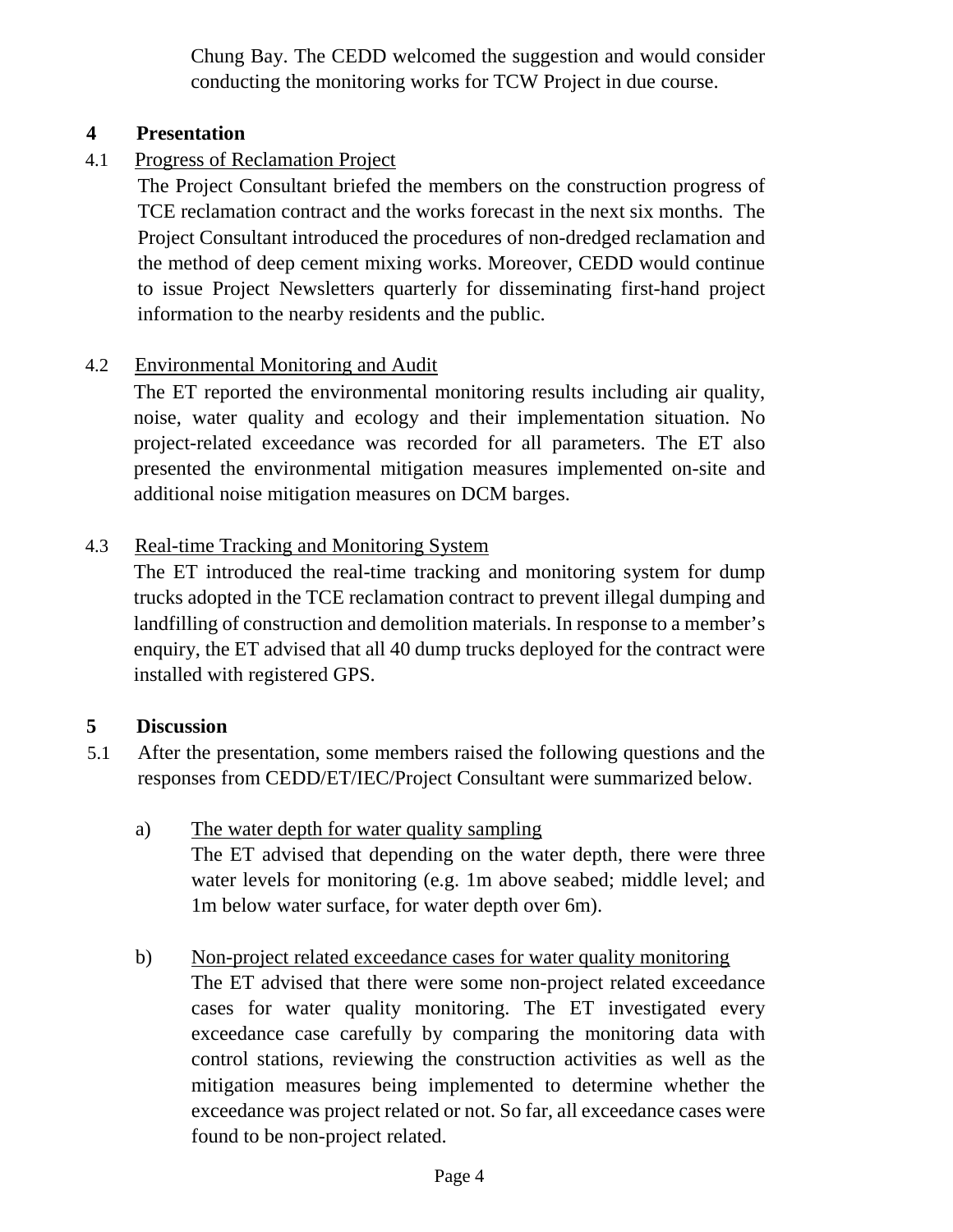Chung Bay. The CEDD welcomed the suggestion and would consider conducting the monitoring works for TCW Project in due course.

## 4 Presentation

4.1 Progress of Reclamation Project

The Project Consultant briefed the members on the construction progress of TCE reclamation contract and the works forecast in the next six months. The Project Consultant introduced the procedures of non-dredged reclamation and the method of deep cement mixing works. Moreover, CEDD would continue to issue Project Newsletters quarterly for disseminating first-hand project information to the nearby residents and the public.

4.2 Environmental Monitoring and Audit

The ET reported the environmental monitoring results including air quality, noise, water quality and ecology and their implementation situation. No project-related exceedance was recorded for all parameters. The ET also presented the environmental mitigation measures implemented on-site and additional noise mitigation measures on DCM barges.

4.3 Real-time Tracking and Monitoring System

The ET introduced the real-time tracking and monitoring system for dump trucks adopted in the TCE reclamation contract to prevent illegal dumping and landfilling of construction and demolition materials. In response to a member's enquiry, the ET advised that all 40 dump trucks deployed for the contract were installed with registered GPS.

## 5 Discussion

5.1 After the presentation, some members raised the following questions and the responses from CEDD/ET/IEC/Project Consultant were summarized below.

a) The water depth for water quality sampling

The ET advised that depending on the water depth, there were three water levels for monitoring (e.g. 1m above seabed; middle level; and 1m below water surface, for water depth over 6m).

b) Non-project related exceedance cases for water quality monitoring

The ET advised that there were some non-project related exceedance cases for water quality monitoring. The ET investigated every exceedance case carefully by comparing the monitoring data with control stations, reviewing the construction activities as well as the mitigation measures being implemented to determine whether the exceedance was project related or not. So far, all exceedance cases were found to be non-project related.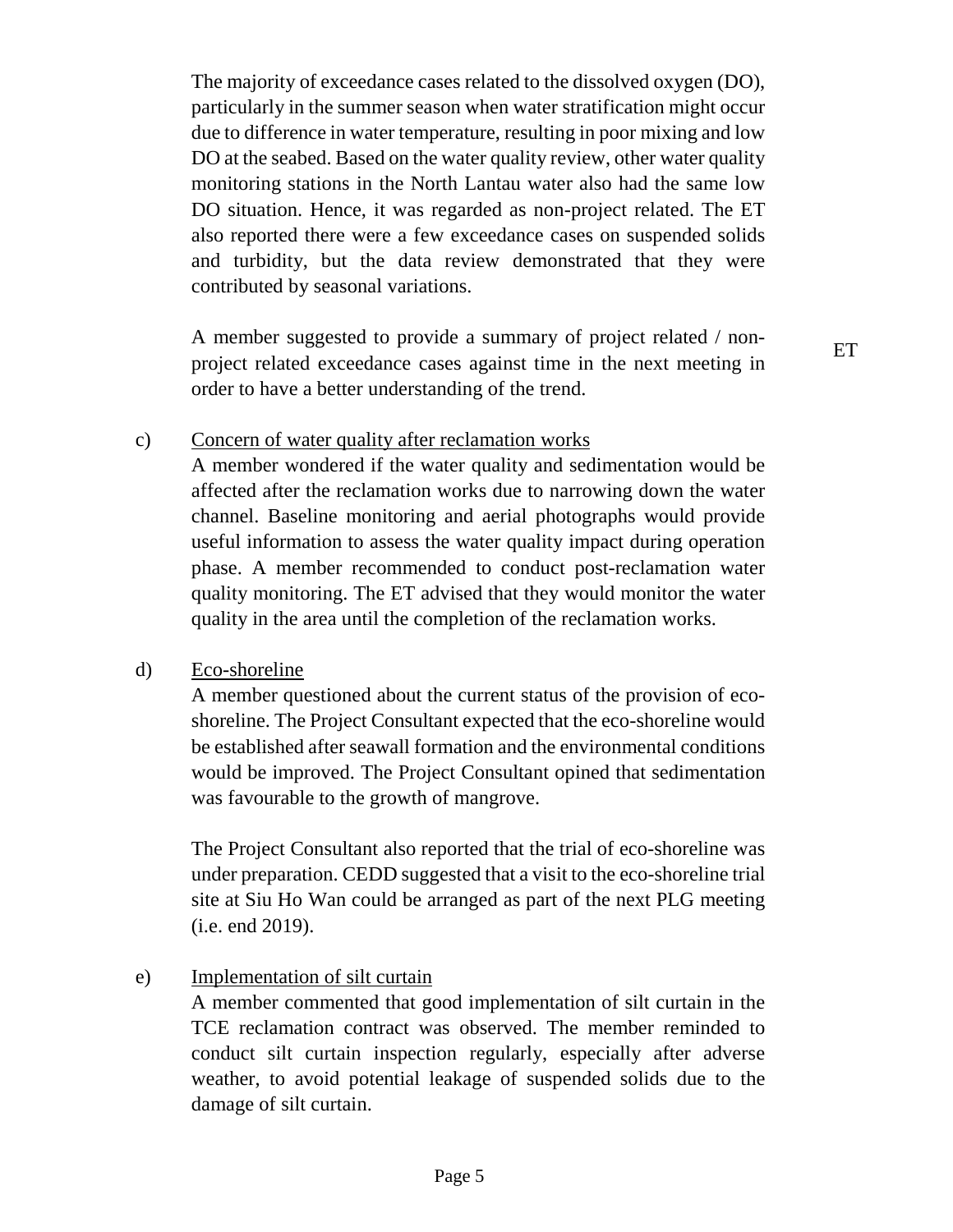The majority of exceedance cases related to the dissolved oxygen (DO), particularly in the summer season when water stratification might occur due to difference in water temperature, resulting in poor mixing and low DO at the seabed. Based on the water quality review, other water quality monitoring stations in the North Lantau water also had the same low DO situation. Hence, it was regarded as non-project related. The ET also reported there were a few exceedance cases on suspended solids and turbidity, but the data review demonstrated that they were contributed by seasonal variations.

A member suggested to provide a summary of project related / non-project related exceedance cases against time in the next meeting in order to have a better understanding of the trend. **ET**

c) <u>Concern of water quality after reclamation works</u>

A member wondered if the water quality and sedimentation would be affected after the reclamation works due to narrowing down the water channel. Baseline monitoring and aerial photographs would provide useful information to assess the water quality impact during operation phase. A member recommended to conduct post-reclamation water quality monitoring. The ET advised that they would monitor the water quality in the area until the completion of the reclamation works.

d) <u>Eco-shoreline</u>

A member questioned about the current status of the provision of eco-shoreline. The Project Consultant expected that the eco-shoreline would be established after seawall formation and the environmental conditions would be improved. The Project Consultant opined that sedimentation was favourable to the growth of mangrove.

The Project Consultant also reported that the trial of eco-shoreline was under preparation. CEDD suggested that a visit to the eco-shoreline trial site at Siu Ho Wan could be arranged as part of the next PLG meeting (i.e. end 2019).

e) <u>Implementation of silt curtain</u>

A member commented that good implementation of silt curtain in the TCE reclamation contract was observed. The member reminded to conduct silt curtain inspection regularly, especially after adverse weather, to avoid potential leakage of suspended solids due to the damage of silt curtain.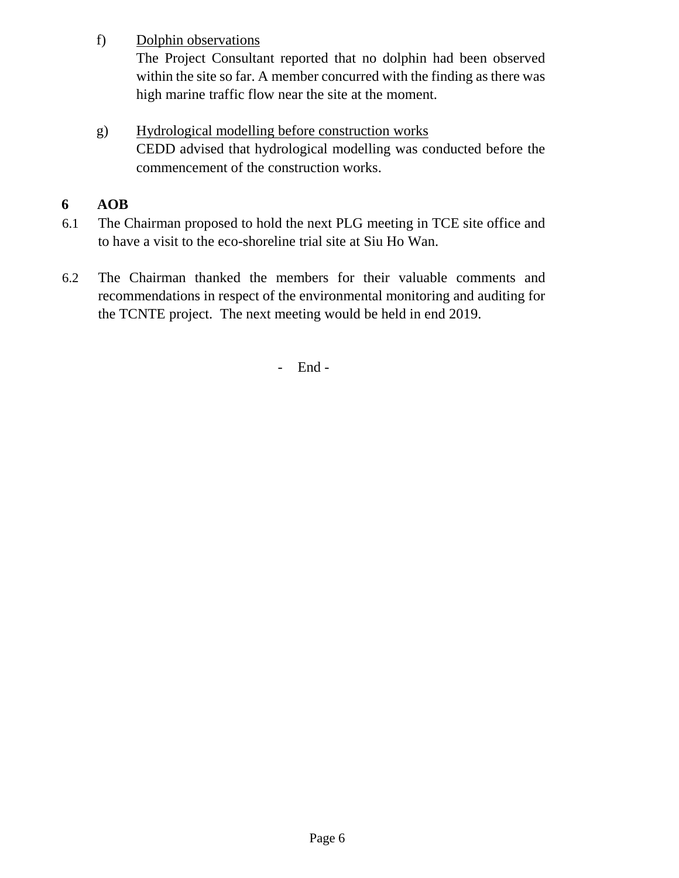f) <u>Dolphin observations</u>
The Project Consultant reported that no dolphin had been observed within the site so far. A member concurred with the finding as there was high marine traffic flow near the site at the moment.

g) <u>Hydrological modelling before construction works</u>
CEDD advised that hydrological modelling was conducted before the commencement of the construction works.

## 6 AOB

6.1 The Chairman proposed to hold the next PLG meeting in TCE site office and to have a visit to the eco-shoreline trial site at Siu Ho Wan.

6.2 The Chairman thanked the members for their valuable comments and recommendations in respect of the environmental monitoring and auditing for the TCNTE project. The next meeting would be held in end 2019.

- End -